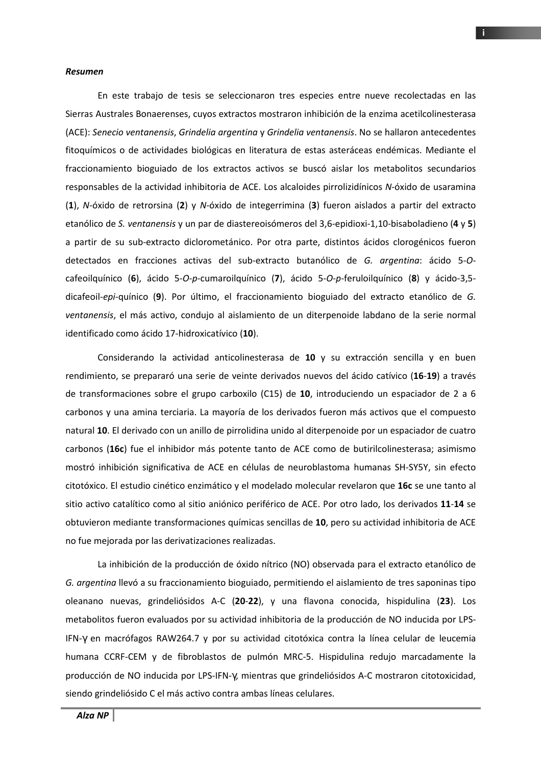***Resumen***

En este trabajo de tesis se seleccionaron tres especies entre nueve recolectadas en las Sierras Australes Bonaerenses, cuyos extractos mostraron inhibición de la enzima acetilcolinesterasa (ACE): *Senecio ventanensis*, *Grindelia argentina* y *Grindelia ventanensis*. No se hallaron antecedentes fitoquímicos o de actividades biológicas en literatura de estas asteráceas endémicas. Mediante el fraccionamiento bioguiado de los extractos activos se buscó aislar los metabolitos secundarios responsables de la actividad inhibitoria de ACE. Los alcaloides pirrolizidínicos *N*-óxido de usaramina (**1**), *N*-óxido de retrorsina (**2**) y *N*-óxido de integerrimina (**3**) fueron aislados a partir del extracto etanólico de *S. ventanensis* y un par de diastereoisómeros del 3,6-epidioxi-1,10-bisaboladieno (**4** y **5**) a partir de su sub-extracto diclorometánico. Por otra parte, distintos ácidos clorogénicos fueron detectados en fracciones activas del sub-extracto butanólico de *G. argentina*: ácido 5-*O*-cafeoilquínico (**6**), ácido 5-*O*-*p*-cumaroilquínico (**7**), ácido 5-*O*-*p*-feruloilquínico (**8**) y ácido-3,5-dicafeoil-*epi*-quínico (**9**). Por último, el fraccionamiento bioguiado del extracto etanólico de *G. ventanensis*, el más activo, condujo al aislamiento de un diterpenoide labdano de la serie normal identificado como ácido 17-hidroxicatívico (**10**).

Considerando la actividad anticolinesterasa de **10** y su extracción sencilla y en buen rendimiento, se prepararó una serie de veinte derivados nuevos del ácido catívico (**16**-**19**) a través de transformaciones sobre el grupo carboxilo (C15) de **10**, introduciendo un espaciador de 2 a 6 carbonos y una amina terciaria. La mayoría de los derivados fueron más activos que el compuesto natural **10**. El derivado con un anillo de pirrolidina unido al diterpenoide por un espaciador de cuatro carbonos (**16c**) fue el inhibidor más potente tanto de ACE como de butirilcolinesterasa; asimismo mostró inhibición significativa de ACE en células de neuroblastoma humanas SH-SY5Y, sin efecto citotóxico. El estudio cinético enzimático y el modelado molecular revelaron que **16c** se une tanto al sitio activo catalítico como al sitio aniónico periférico de ACE. Por otro lado, los derivados **11**-**14** se obtuvieron mediante transformaciones químicas sencillas de **10**, pero su actividad inhibitoria de ACE no fue mejorada por las derivatizaciones realizadas.

La inhibición de la producción de óxido nítrico (NO) observada para el extracto etanólico de *G. argentina* llevó a su fraccionamiento bioguiado, permitiendo el aislamiento de tres saponinas tipo oleanano nuevas, grindeliósidos A-C (**20**-**22**), y una flavona conocida, hispidulina (**23**). Los metabolitos fueron evaluados por su actividad inhibitoria de la producción de NO inducida por LPS-IFN-$\gamma$ en macrófagos RAW264.7 y por su actividad citotóxica contra la línea celular de leucemia humana CCRF-CEM y de fibroblastos de pulmón MRC-5. Hispidulina redujo marcadamente la producción de NO inducida por LPS-IFN-$\gamma$, mientras que grindeliósidos A-C mostraron citotoxicidad, siendo grindeliósido C el más activo contra ambas líneas celulares.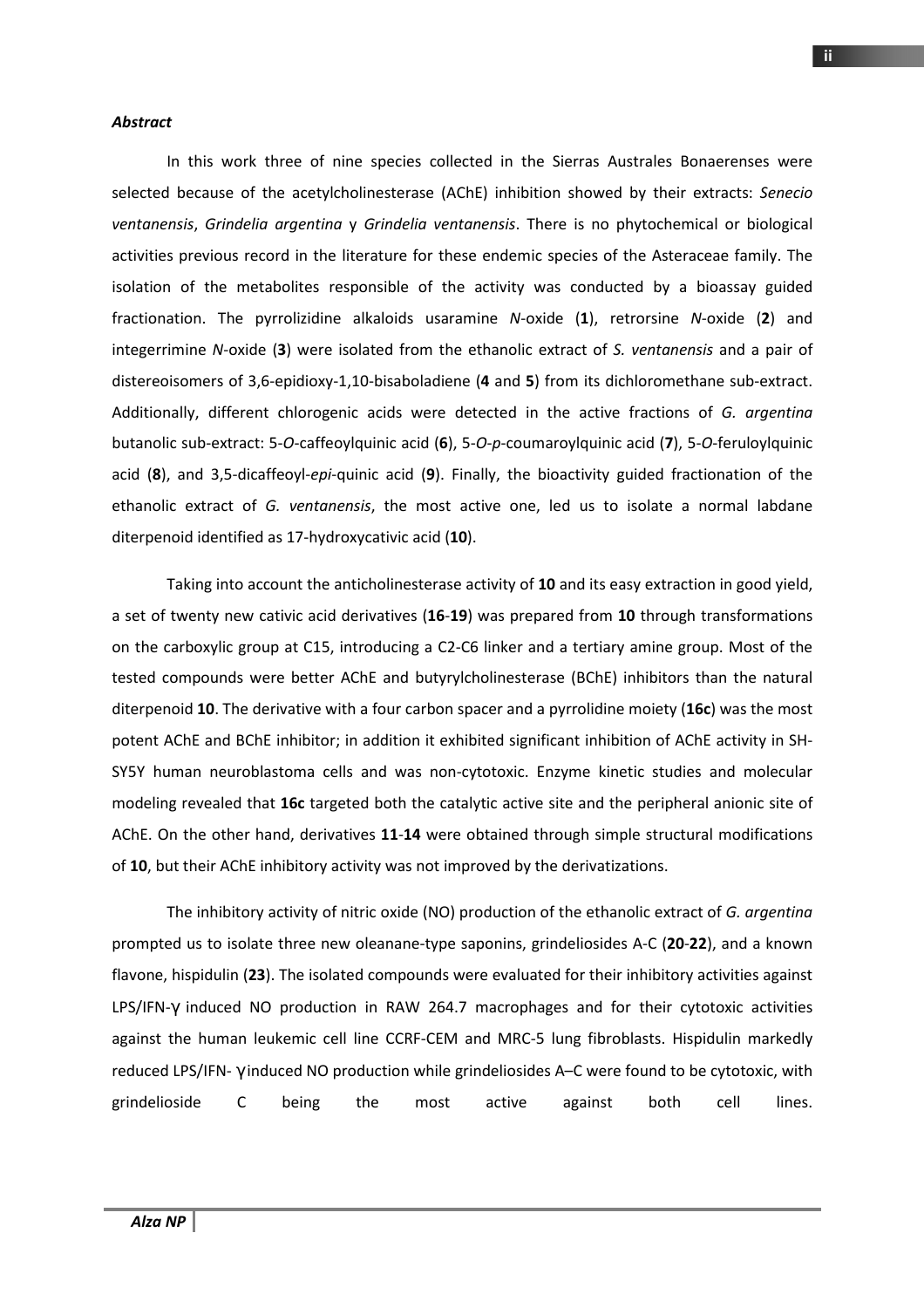***Abstract***

In this work three of nine species collected in the Sierras Australes Bonaerenses were selected because of the acetylcholinesterase (AChE) inhibition showed by their extracts: *Senecio ventanensis*, *Grindelia argentina* y *Grindelia ventanensis*. There is no phytochemical or biological activities previous record in the literature for these endemic species of the Asteraceae family. The isolation of the metabolites responsible of the activity was conducted by a bioassay guided fractionation. The pyrrolizidine alkaloids usaramine *N*-oxide (**1**), retrorsine *N*-oxide (**2**) and integerrimine *N*-oxide (**3**) were isolated from the ethanolic extract of *S. ventanensis* and a pair of distereoisomers of 3,6-epidioxy-1,10-bisaboladiene (**4** and **5**) from its dichloromethane sub-extract. Additionally, different chlorogenic acids were detected in the active fractions of *G. argentina* butanolic sub-extract: 5-*O*-caffeoylquinic acid (**6**), 5-*O*-*p*-coumaroylquinic acid (**7**), 5-*O*-feruloylquinic acid (**8**), and 3,5-dicaffeoyl-*epi*-quinic acid (**9**). Finally, the bioactivity guided fractionation of the ethanolic extract of *G. ventanensis*, the most active one, led us to isolate a normal labdane diterpenoid identified as 17-hydroxycativic acid (**10**).

Taking into account the anticholinesterase activity of **10** and its easy extraction in good yield, a set of twenty new cativic acid derivatives (**16**-**19**) was prepared from **10** through transformations on the carboxylic group at C15, introducing a C2-C6 linker and a tertiary amine group. Most of the tested compounds were better AChE and butyrylcholinesterase (BChE) inhibitors than the natural diterpenoid **10**. The derivative with a four carbon spacer and a pyrrolidine moiety (**16c**) was the most potent AChE and BChE inhibitor; in addition it exhibited significant inhibition of AChE activity in SH-SY5Y human neuroblastoma cells and was non-cytotoxic. Enzyme kinetic studies and molecular modeling revealed that **16c** targeted both the catalytic active site and the peripheral anionic site of AChE. On the other hand, derivatives **11**-**14** were obtained through simple structural modifications of **10**, but their AChE inhibitory activity was not improved by the derivatizations.

The inhibitory activity of nitric oxide (NO) production of the ethanolic extract of *G. argentina* prompted us to isolate three new oleanane-type saponins, grindeliosides A-C (**20**-**22**), and a known flavone, hispidulin (**23**). The isolated compounds were evaluated for their inhibitory activities against LPS/IFN-γ induced NO production in RAW 264.7 macrophages and for their cytotoxic activities against the human leukemic cell line CCRF-CEM and MRC-5 lung fibroblasts. Hispidulin markedly reduced LPS/IFN- γ induced NO production while grindeliosides A–C were found to be cytotoxic, with grindelioside C being the most active against both cell lines.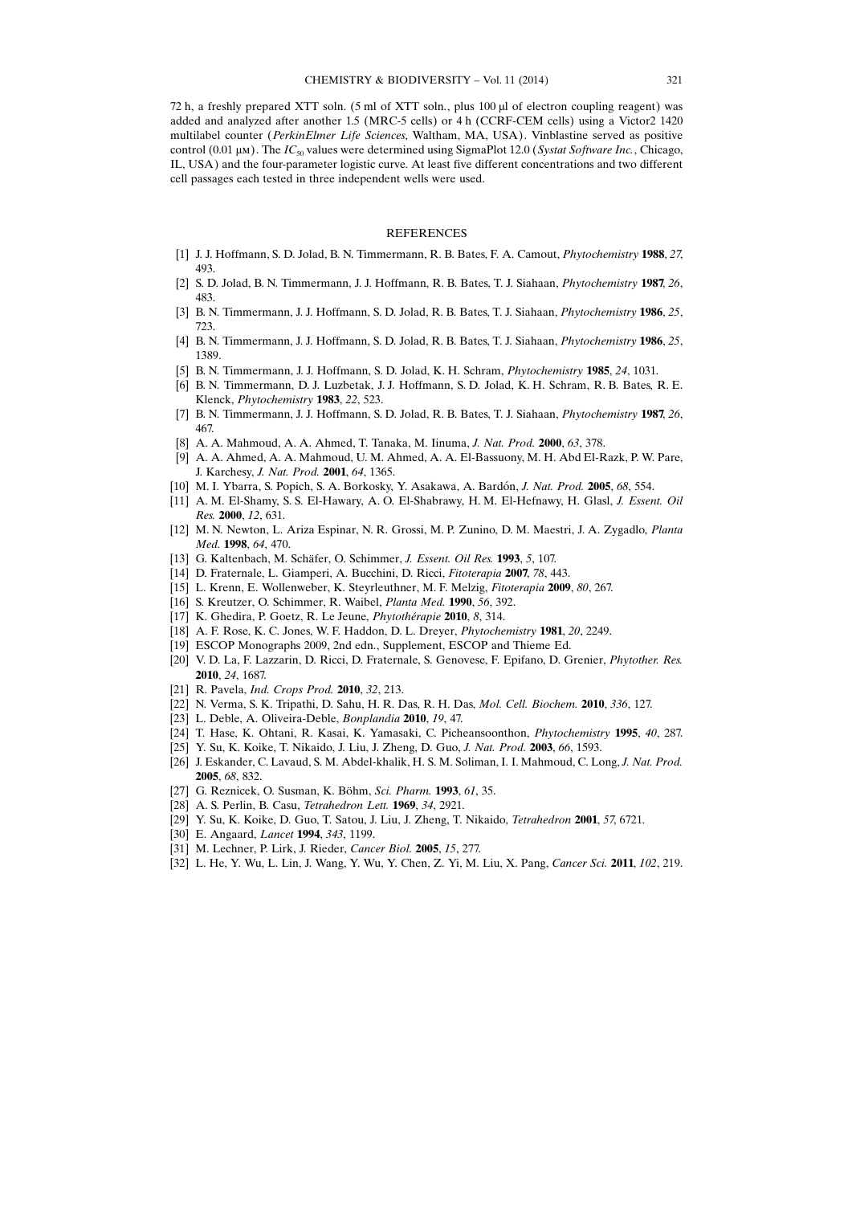72 h, a freshly prepared XTT soln. (5 ml of XTT soln., plus 100 µl of electron coupling reagent) was added and analyzed after another 1.5 (MRC-5 cells) or 4 h (CCRF-CEM cells) using a Victor2 1420 multilabel counter (*PerkinElmer Life Sciences*, Waltham, MA, USA). Vinblastine served as positive control (0.01 µM). The $IC_{50}$ values were determined using SigmaPlot 12.0 (*Systat Software Inc.*, Chicago, IL, USA) and the four-parameter logistic curve. At least five different concentrations and two different cell passages each tested in three independent wells were used.

## REFERENCES

[1] J. J. Hoffmann, S. D. Jolad, B. N. Timmermann, R. B. Bates, F. A. Camout, *Phytochemistry* **1988**, *27*, 493.

[2] S. D. Jolad, B. N. Timmermann, J. J. Hoffmann, R. B. Bates, T. J. Siahaan, *Phytochemistry* **1987**, *26*, 483.

[3] B. N. Timmermann, J. J. Hoffmann, S. D. Jolad, R. B. Bates, T. J. Siahaan, *Phytochemistry* **1986**, *25*, 723.

[4] B. N. Timmermann, J. J. Hoffmann, S. D. Jolad, R. B. Bates, T. J. Siahaan, *Phytochemistry* **1986**, *25*, 1389.

[5] B. N. Timmermann, J. J. Hoffmann, S. D. Jolad, K. H. Schram, *Phytochemistry* **1985**, *24*, 1031.

[6] B. N. Timmermann, D. J. Luzbetak, J. J. Hoffmann, S. D. Jolad, K. H. Schram, R. B. Bates, R. E. Klenck, *Phytochemistry* **1983**, *22*, 523.

[7] B. N. Timmermann, J. J. Hoffmann, S. D. Jolad, R. B. Bates, T. J. Siahaan, *Phytochemistry* **1987**, *26*, 467.

[8] A. A. Mahmoud, A. A. Ahmed, T. Tanaka, M. Iinuma, *J. Nat. Prod.* **2000**, *63*, 378.

[9] A. A. Ahmed, A. A. Mahmoud, U. M. Ahmed, A. A. El-Bassuony, M. H. Abd El-Razk, P. W. Pare, J. Karchesy, *J. Nat. Prod.* **2001**, *64*, 1365.

[10] M. I. Ybarra, S. Popich, S. A. Borkosky, Y. Asakawa, A. Bardón, *J. Nat. Prod.* **2005**, *68*, 554.

[11] A. M. El-Shamy, S. S. El-Hawary, A. O. El-Shabrawy, H. M. El-Hefnawy, H. Glasl, *J. Essent. Oil Res.* **2000**, *12*, 631.

[12] M. N. Newton, L. Ariza Espinar, N. R. Grossi, M. P. Zunino, D. M. Maestri, J. A. Zygadlo, *Planta Med.* **1998**, *64*, 470.

[13] G. Kaltenbach, M. Schäfer, O. Schimmer, *J. Essent. Oil Res.* **1993**, *5*, 107.

[14] D. Fraternale, L. Giamperi, A. Bucchini, D. Ricci, *Fitoterapia* **2007**, *78*, 443.

[15] L. Krenn, E. Wollenweber, K. Steyrleuthner, M. F. Melzig, *Fitoterapia* **2009**, *80*, 267.

[16] S. Kreutzer, O. Schimmer, R. Waibel, *Planta Med.* **1990**, *56*, 392.

[17] K. Ghedira, P. Goetz, R. Le Jeune, *Phytothérapie* **2010**, *8*, 314.

[18] A. F. Rose, K. C. Jones, W. F. Haddon, D. L. Dreyer, *Phytochemistry* **1981**, *20*, 2249.

[19] ESCOP Monographs 2009, 2nd edn., Supplement, ESCOP and Thieme Ed.

[20] V. D. La, F. Lazzarin, D. Ricci, D. Fraternale, S. Genovese, F. Epifano, D. Grenier, *Phytother. Res.* **2010**, *24*, 1687.

[21] R. Pavela, *Ind. Crops Prod.* **2010**, *32*, 213.

[22] N. Verma, S. K. Tripathi, D. Sahu, H. R. Das, R. H. Das, *Mol. Cell. Biochem.* **2010**, *336*, 127.

[23] L. Deble, A. Oliveira-Deble, *Bonplandia* **2010**, *19*, 47.

[24] T. Hase, K. Ohtani, R. Kasai, K. Yamasaki, C. Picheansoonthon, *Phytochemistry* **1995**, *40*, 287.

[25] Y. Su, K. Koike, T. Nikaido, J. Liu, J. Zheng, D. Guo, *J. Nat. Prod.* **2003**, *66*, 1593.

[26] J. Eskander, C. Lavaud, S. M. Abdel-khalik, H. S. M. Soliman, I. I. Mahmoud, C. Long, *J. Nat. Prod.* **2005**, *68*, 832.

[27] G. Reznicek, O. Susman, K. Böhm, *Sci. Pharm.* **1993**, *61*, 35.

[28] A. S. Perlin, B. Casu, *Tetrahedron Lett.* **1969**, *34*, 2921.

[29] Y. Su, K. Koike, D. Guo, T. Satou, J. Liu, J. Zheng, T. Nikaido, *Tetrahedron* **2001**, *57*, 6721.

[30] E. Angaard, *Lancet* **1994**, *343*, 1199.

[31] M. Lechner, P. Lirk, J. Rieder, *Cancer Biol.* **2005**, *15*, 277.

[32] L. He, Y. Wu, L. Lin, J. Wang, Y. Wu, Y. Chen, Z. Yi, M. Liu, X. Pang, *Cancer Sci.* **2011**, *102*, 219.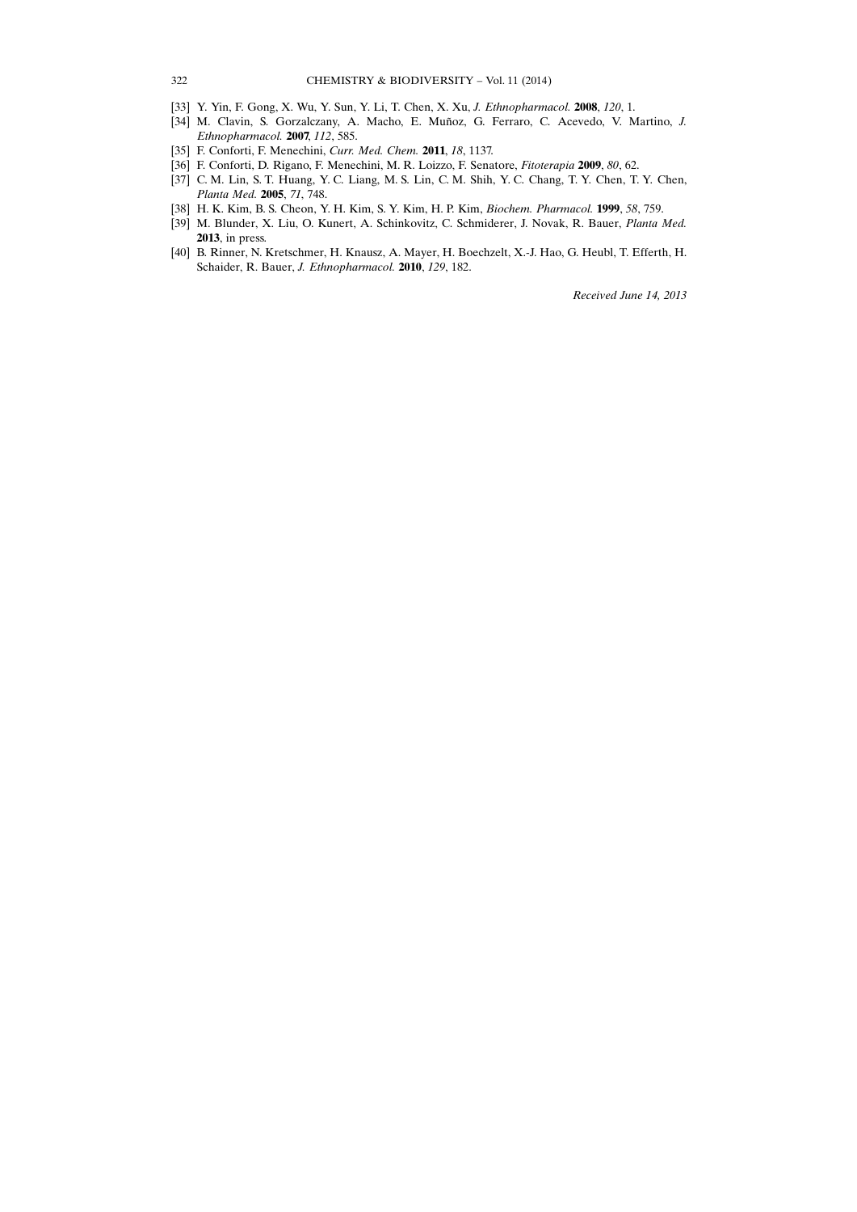[33] Y. Yin, F. Gong, X. Wu, Y. Sun, Y. Li, T. Chen, X. Xu, *J. Ethnopharmacol.* **2008**, *120*, 1.

[34] M. Clavin, S. Gorzalczany, A. Macho, E. Muñoz, G. Ferraro, C. Acevedo, V. Martino, *J. Ethnopharmacol.* **2007**, *112*, 585.

[35] F. Conforti, F. Menechini, *Curr. Med. Chem.* **2011**, *18*, 1137.

[36] F. Conforti, D. Rigano, F. Menechini, M. R. Loizzo, F. Senatore, *Fitoterapia* **2009**, *80*, 62.

[37] C. M. Lin, S. T. Huang, Y. C. Liang, M. S. Lin, C. M. Shih, Y. C. Chang, T. Y. Chen, T. Y. Chen, *Planta Med.* **2005**, *71*, 748.

[38] H. K. Kim, B. S. Cheon, Y. H. Kim, S. Y. Kim, H. P. Kim, *Biochem. Pharmacol.* **1999**, *58*, 759.

[39] M. Blunder, X. Liu, O. Kunert, A. Schinkovitz, C. Schmiderer, J. Novak, R. Bauer, *Planta Med.* **2013**, in press.

[40] B. Rinner, N. Kretschmer, H. Knausz, A. Mayer, H. Boechzelt, X.-J. Hao, G. Heubl, T. Efferth, H. Schaider, R. Bauer, *J. Ethnopharmacol.* **2010**, *129*, 182.

*Received June 14, 2013*